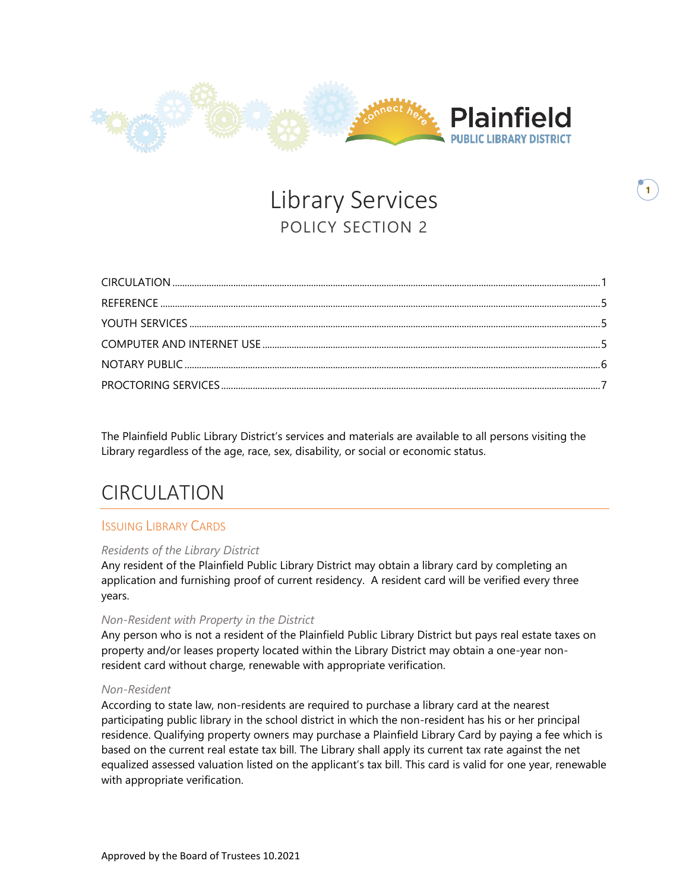# Library Services

POLICY SECTION 2

| | |
|---|---|
| CIRCULATION | 1 |
| REFERENCE | 5 |
| YOUTH SERVICES | 5 |
| COMPUTER AND INTERNET USE | 5 |
| NOTARY PUBLIC | 6 |
| PROCTORING SERVICES | 7 |

The Plainfield Public Library District's services and materials are available to all persons visiting the Library regardless of the age, race, sex, disability, or social or economic status.

## CIRCULATION

### Issuing Library Cards

#### *Residents of the Library District*

Any resident of the Plainfield Public Library District may obtain a library card by completing an application and furnishing proof of current residency. A resident card will be verified every three years.

#### *Non-Resident with Property in the District*

Any person who is not a resident of the Plainfield Public Library District but pays real estate taxes on property and/or leases property located within the Library District may obtain a one-year non-resident card without charge, renewable with appropriate verification.

#### *Non-Resident*

According to state law, non-residents are required to purchase a library card at the nearest participating public library in the school district in which the non-resident has his or her principal residence. Qualifying property owners may purchase a Plainfield Library Card by paying a fee which is based on the current real estate tax bill. The Library shall apply its current tax rate against the net equalized assessed valuation listed on the applicant's tax bill. This card is valid for one year, renewable with appropriate verification.

Approved by the Board of Trustees 10.2021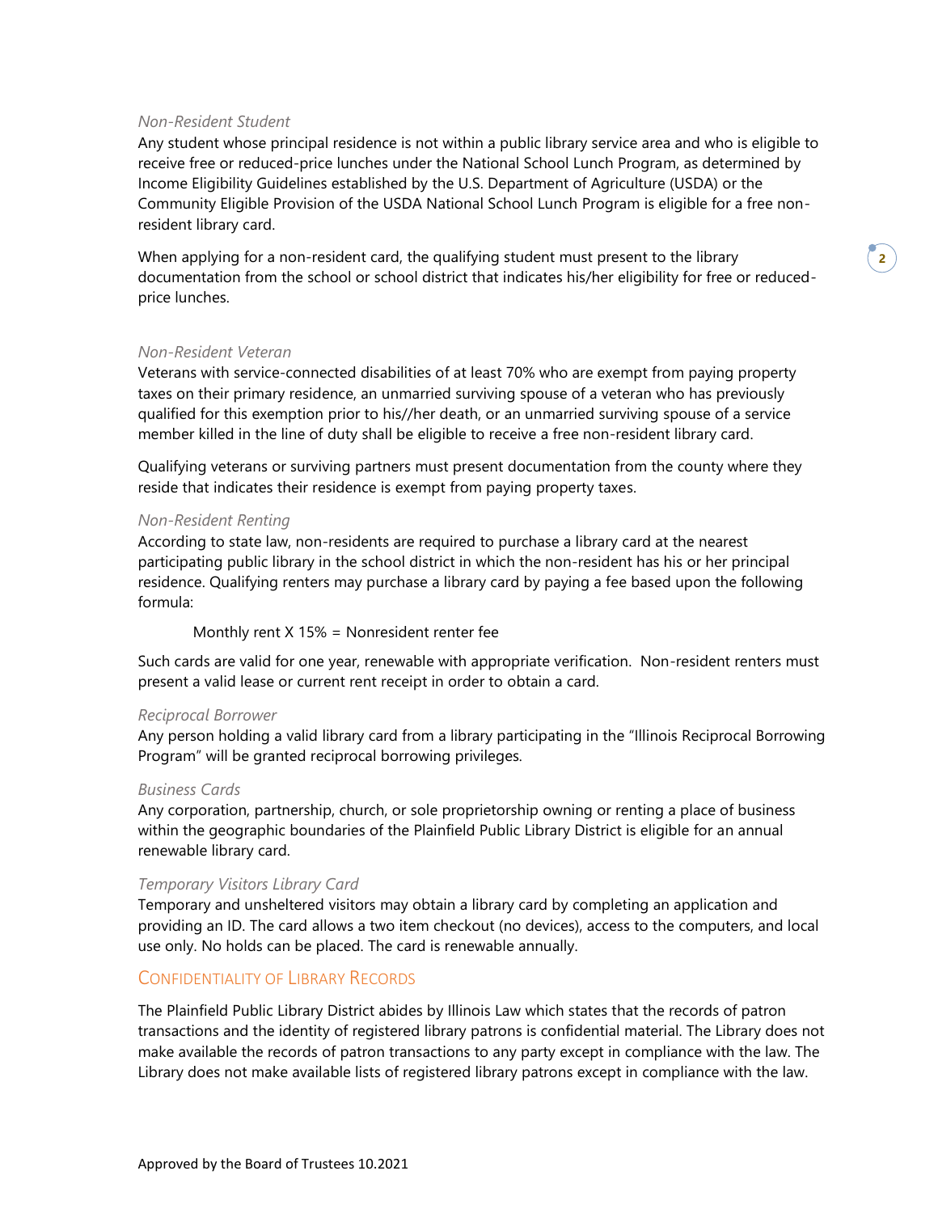*Non-Resident Student*

Any student whose principal residence is not within a public library service area and who is eligible to receive free or reduced-price lunches under the National School Lunch Program, as determined by Income Eligibility Guidelines established by the U.S. Department of Agriculture (USDA) or the Community Eligible Provision of the USDA National School Lunch Program is eligible for a free non-resident library card.

When applying for a non-resident card, the qualifying student must present to the library documentation from the school or school district that indicates his/her eligibility for free or reduced-price lunches.

*Non-Resident Veteran*

Veterans with service-connected disabilities of at least 70% who are exempt from paying property taxes on their primary residence, an unmarried surviving spouse of a veteran who has previously qualified for this exemption prior to his//her death, or an unmarried surviving spouse of a service member killed in the line of duty shall be eligible to receive a free non-resident library card.

Qualifying veterans or surviving partners must present documentation from the county where they reside that indicates their residence is exempt from paying property taxes.

*Non-Resident Renting*

According to state law, non-residents are required to purchase a library card at the nearest participating public library in the school district in which the non-resident has his or her principal residence. Qualifying renters may purchase a library card by paying a fee based upon the following formula:

Monthly rent X 15% = Nonresident renter fee

Such cards are valid for one year, renewable with appropriate verification. Non-resident renters must present a valid lease or current rent receipt in order to obtain a card.

*Reciprocal Borrower*

Any person holding a valid library card from a library participating in the "Illinois Reciprocal Borrowing Program" will be granted reciprocal borrowing privileges.

*Business Cards*

Any corporation, partnership, church, or sole proprietorship owning or renting a place of business within the geographic boundaries of the Plainfield Public Library District is eligible for an annual renewable library card.

*Temporary Visitors Library Card*

Temporary and unsheltered visitors may obtain a library card by completing an application and providing an ID. The card allows a two item checkout (no devices), access to the computers, and local use only. No holds can be placed. The card is renewable annually.

## Confidentiality of Library Records

The Plainfield Public Library District abides by Illinois Law which states that the records of patron transactions and the identity of registered library patrons is confidential material. The Library does not make available the records of patron transactions to any party except in compliance with the law. The Library does not make available lists of registered library patrons except in compliance with the law.

Approved by the Board of Trustees 10.2021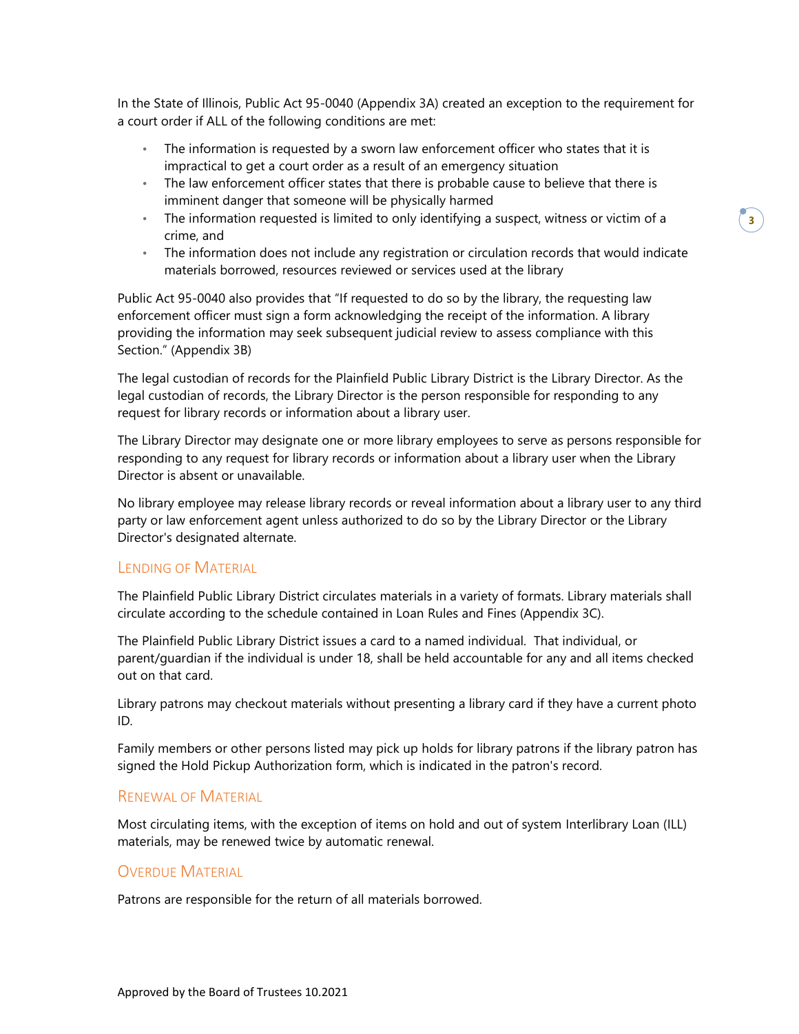In the State of Illinois, Public Act 95-0040 (Appendix 3A) created an exception to the requirement for a court order if ALL of the following conditions are met:

- The information is requested by a sworn law enforcement officer who states that it is impractical to get a court order as a result of an emergency situation
- The law enforcement officer states that there is probable cause to believe that there is imminent danger that someone will be physically harmed
- The information requested is limited to only identifying a suspect, witness or victim of a crime, and
- The information does not include any registration or circulation records that would indicate materials borrowed, resources reviewed or services used at the library

Public Act 95-0040 also provides that "If requested to do so by the library, the requesting law enforcement officer must sign a form acknowledging the receipt of the information. A library providing the information may seek subsequent judicial review to assess compliance with this Section." (Appendix 3B)

The legal custodian of records for the Plainfield Public Library District is the Library Director. As the legal custodian of records, the Library Director is the person responsible for responding to any request for library records or information about a library user.

The Library Director may designate one or more library employees to serve as persons responsible for responding to any request for library records or information about a library user when the Library Director is absent or unavailable.

No library employee may release library records or reveal information about a library user to any third party or law enforcement agent unless authorized to do so by the Library Director or the Library Director's designated alternate.

## Lending of Material

The Plainfield Public Library District circulates materials in a variety of formats. Library materials shall circulate according to the schedule contained in Loan Rules and Fines (Appendix 3C).

The Plainfield Public Library District issues a card to a named individual. That individual, or parent/guardian if the individual is under 18, shall be held accountable for any and all items checked out on that card.

Library patrons may checkout materials without presenting a library card if they have a current photo ID.

Family members or other persons listed may pick up holds for library patrons if the library patron has signed the Hold Pickup Authorization form, which is indicated in the patron's record.

## Renewal of Material

Most circulating items, with the exception of items on hold and out of system Interlibrary Loan (ILL) materials, may be renewed twice by automatic renewal.

## Overdue Material

Patrons are responsible for the return of all materials borrowed.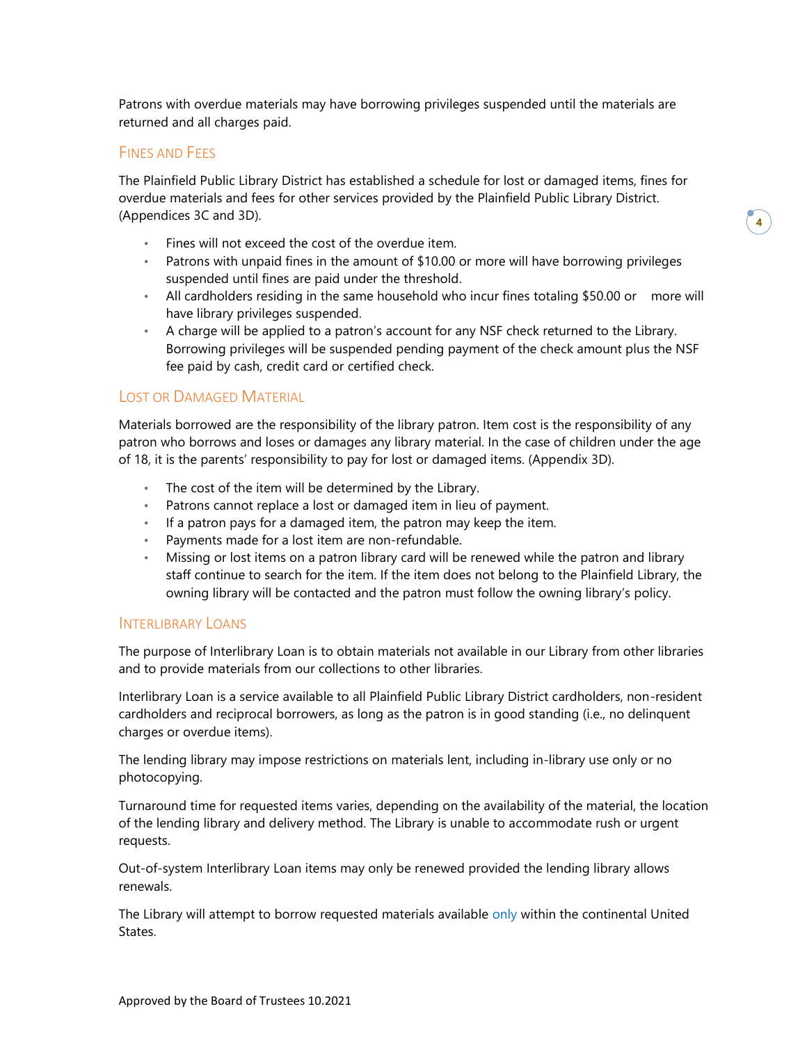Patrons with overdue materials may have borrowing privileges suspended until the materials are returned and all charges paid.

## Fines and Fees

The Plainfield Public Library District has established a schedule for lost or damaged items, fines for overdue materials and fees for other services provided by the Plainfield Public Library District. (Appendices 3C and 3D).

- Fines will not exceed the cost of the overdue item.
- Patrons with unpaid fines in the amount of $10.00 or more will have borrowing privileges suspended until fines are paid under the threshold.
- All cardholders residing in the same household who incur fines totaling $50.00 or more will have library privileges suspended.
- A charge will be applied to a patron's account for any NSF check returned to the Library. Borrowing privileges will be suspended pending payment of the check amount plus the NSF fee paid by cash, credit card or certified check.

## Lost or Damaged Material

Materials borrowed are the responsibility of the library patron. Item cost is the responsibility of any patron who borrows and loses or damages any library material. In the case of children under the age of 18, it is the parents' responsibility to pay for lost or damaged items. (Appendix 3D).

- The cost of the item will be determined by the Library.
- Patrons cannot replace a lost or damaged item in lieu of payment.
- If a patron pays for a damaged item, the patron may keep the item.
- Payments made for a lost item are non-refundable.
- Missing or lost items on a patron library card will be renewed while the patron and library staff continue to search for the item. If the item does not belong to the Plainfield Library, the owning library will be contacted and the patron must follow the owning library's policy.

## Interlibrary Loans

The purpose of Interlibrary Loan is to obtain materials not available in our Library from other libraries and to provide materials from our collections to other libraries.

Interlibrary Loan is a service available to all Plainfield Public Library District cardholders, non-resident cardholders and reciprocal borrowers, as long as the patron is in good standing (i.e., no delinquent charges or overdue items).

The lending library may impose restrictions on materials lent, including in-library use only or no photocopying.

Turnaround time for requested items varies, depending on the availability of the material, the location of the lending library and delivery method. The Library is unable to accommodate rush or urgent requests.

Out-of-system Interlibrary Loan items may only be renewed provided the lending library allows renewals.

The Library will attempt to borrow requested materials available only within the continental United States.

Approved by the Board of Trustees 10.2021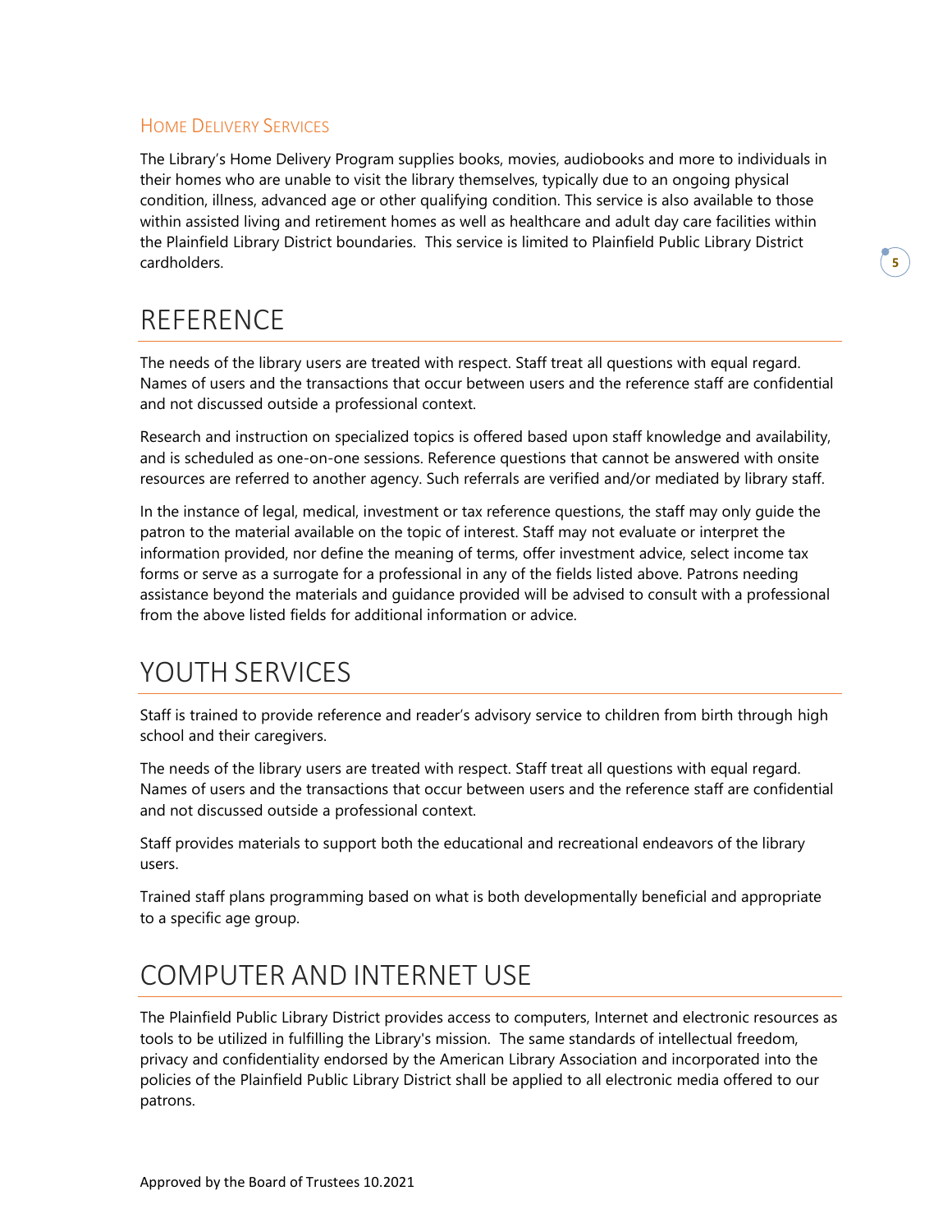### Home Delivery Services

The Library's Home Delivery Program supplies books, movies, audiobooks and more to individuals in their homes who are unable to visit the library themselves, typically due to an ongoing physical condition, illness, advanced age or other qualifying condition. This service is also available to those within assisted living and retirement homes as well as healthcare and adult day care facilities within the Plainfield Library District boundaries. This service is limited to Plainfield Public Library District cardholders.

## REFERENCE

The needs of the library users are treated with respect. Staff treat all questions with equal regard. Names of users and the transactions that occur between users and the reference staff are confidential and not discussed outside a professional context.

Research and instruction on specialized topics is offered based upon staff knowledge and availability, and is scheduled as one-on-one sessions. Reference questions that cannot be answered with onsite resources are referred to another agency. Such referrals are verified and/or mediated by library staff.

In the instance of legal, medical, investment or tax reference questions, the staff may only guide the patron to the material available on the topic of interest. Staff may not evaluate or interpret the information provided, nor define the meaning of terms, offer investment advice, select income tax forms or serve as a surrogate for a professional in any of the fields listed above. Patrons needing assistance beyond the materials and guidance provided will be advised to consult with a professional from the above listed fields for additional information or advice.

## YOUTH SERVICES

Staff is trained to provide reference and reader's advisory service to children from birth through high school and their caregivers.

The needs of the library users are treated with respect. Staff treat all questions with equal regard. Names of users and the transactions that occur between users and the reference staff are confidential and not discussed outside a professional context.

Staff provides materials to support both the educational and recreational endeavors of the library users.

Trained staff plans programming based on what is both developmentally beneficial and appropriate to a specific age group.

## COMPUTER AND INTERNET USE

The Plainfield Public Library District provides access to computers, Internet and electronic resources as tools to be utilized in fulfilling the Library's mission. The same standards of intellectual freedom, privacy and confidentiality endorsed by the American Library Association and incorporated into the policies of the Plainfield Public Library District shall be applied to all electronic media offered to our patrons.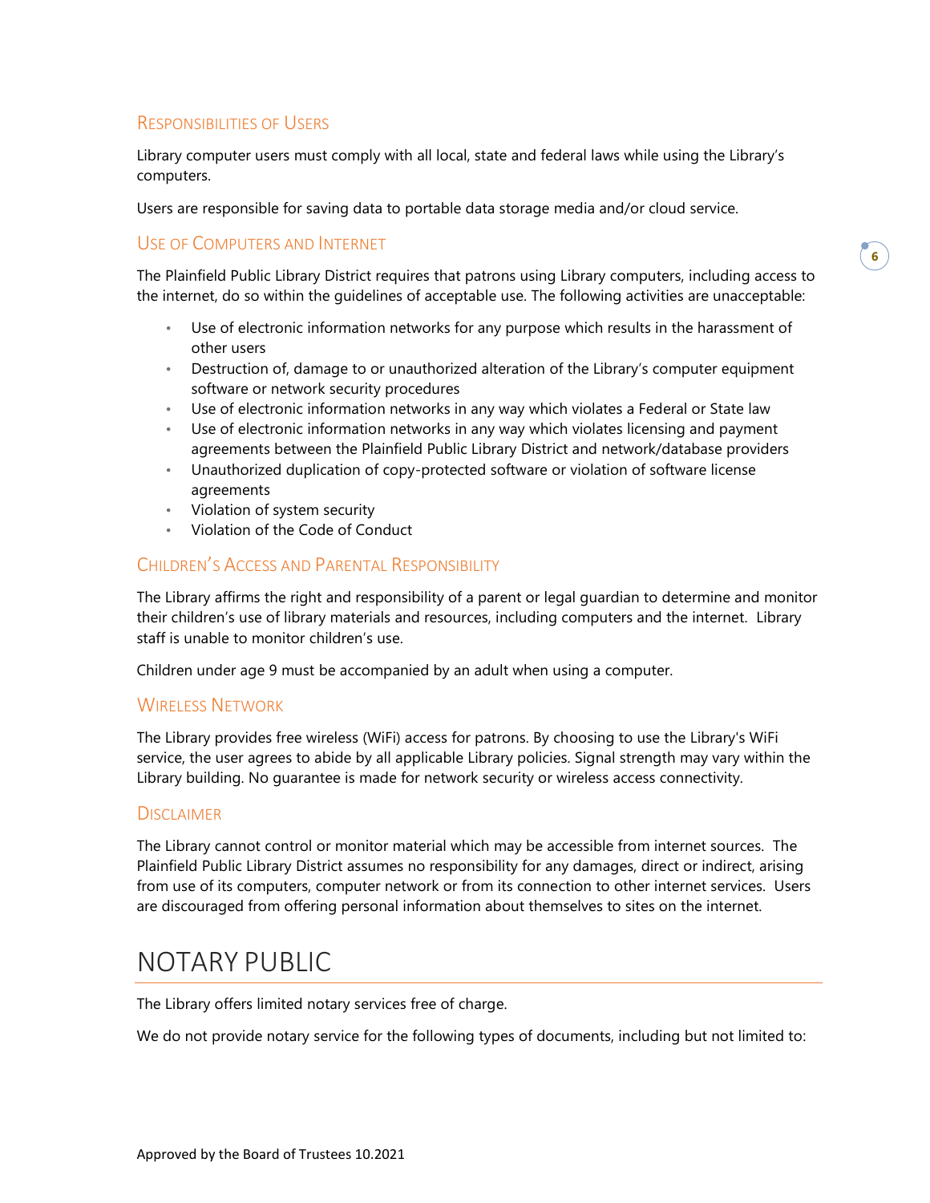### Responsibilities of Users

Library computer users must comply with all local, state and federal laws while using the Library's computers.

Users are responsible for saving data to portable data storage media and/or cloud service.

### Use of Computers and Internet

The Plainfield Public Library District requires that patrons using Library computers, including access to the internet, do so within the guidelines of acceptable use. The following activities are unacceptable:

- Use of electronic information networks for any purpose which results in the harassment of other users
- Destruction of, damage to or unauthorized alteration of the Library's computer equipment software or network security procedures
- Use of electronic information networks in any way which violates a Federal or State law
- Use of electronic information networks in any way which violates licensing and payment agreements between the Plainfield Public Library District and network/database providers
- Unauthorized duplication of copy-protected software or violation of software license agreements
- Violation of system security
- Violation of the Code of Conduct

### Children's Access and Parental Responsibility

The Library affirms the right and responsibility of a parent or legal guardian to determine and monitor their children's use of library materials and resources, including computers and the internet. Library staff is unable to monitor children's use.

Children under age 9 must be accompanied by an adult when using a computer.

### Wireless Network

The Library provides free wireless (WiFi) access for patrons. By choosing to use the Library's WiFi service, the user agrees to abide by all applicable Library policies. Signal strength may vary within the Library building. No guarantee is made for network security or wireless access connectivity.

### Disclaimer

The Library cannot control or monitor material which may be accessible from internet sources. The Plainfield Public Library District assumes no responsibility for any damages, direct or indirect, arising from use of its computers, computer network or from its connection to other internet services. Users are discouraged from offering personal information about themselves to sites on the internet.

# NOTARY PUBLIC

The Library offers limited notary services free of charge.

We do not provide notary service for the following types of documents, including but not limited to: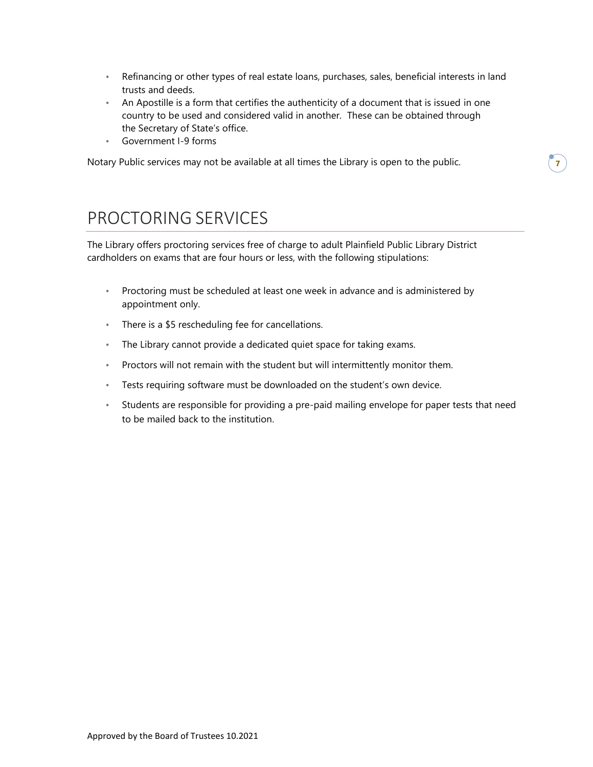- Refinancing or other types of real estate loans, purchases, sales, beneficial interests in land trusts and deeds.
- An Apostille is a form that certifies the authenticity of a document that is issued in one country to be used and considered valid in another.  These can be obtained through the Secretary of State's office.
- Government I-9 forms

Notary Public services may not be available at all times the Library is open to the public.

# PROCTORING SERVICES

The Library offers proctoring services free of charge to adult Plainfield Public Library District cardholders on exams that are four hours or less, with the following stipulations:

- Proctoring must be scheduled at least one week in advance and is administered by appointment only.
- There is a $5 rescheduling fee for cancellations.
- The Library cannot provide a dedicated quiet space for taking exams.
- Proctors will not remain with the student but will intermittently monitor them.
- Tests requiring software must be downloaded on the student's own device.
- Students are responsible for providing a pre-paid mailing envelope for paper tests that need to be mailed back to the institution.

Approved by the Board of Trustees 10.2021